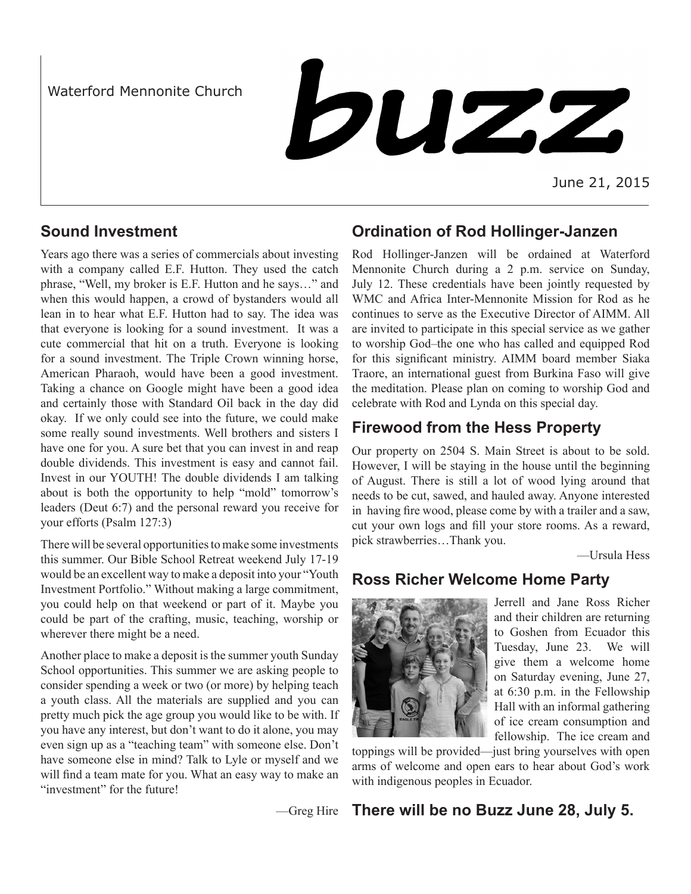Waterford Mennonite Church

# buzz

June 21, 2015

## Sound Investment

Years ago there was a series of commercials about investing with a company called E.F. Hutton. They used the catch phrase, "Well, my broker is E.F. Hutton and he says…" and when this would happen, a crowd of bystanders would all lean in to hear what E.F. Hutton had to say. The idea was that everyone is looking for a sound investment. It was a cute commercial that hit on a truth. Everyone is looking for a sound investment. The Triple Crown winning horse, American Pharaoh, would have been a good investment. Taking a chance on Google might have been a good idea and certainly those with Standard Oil back in the day did okay. If we only could see into the future, we could make some really sound investments. Well brothers and sisters I have one for you. A sure bet that you can invest in and reap double dividends. This investment is easy and cannot fail. Invest in our YOUTH! The double dividends I am talking about is both the opportunity to help "mold" tomorrow's leaders (Deut 6:7) and the personal reward you receive for your efforts (Psalm 127:3)

There will be several opportunities to make some investments this summer. Our Bible School Retreat weekend July 17-19 would be an excellent way to make a deposit into your "Youth Investment Portfolio." Without making a large commitment, you could help on that weekend or part of it. Maybe you could be part of the crafting, music, teaching, worship or wherever there might be a need.

Another place to make a deposit is the summer youth Sunday School opportunities. This summer we are asking people to consider spending a week or two (or more) by helping teach a youth class. All the materials are supplied and you can pretty much pick the age group you would like to be with. If you have any interest, but don't want to do it alone, you may even sign up as a "teaching team" with someone else. Don't have someone else in mind? Talk to Lyle or myself and we will find a team mate for you. What an easy way to make an "investment" for the future!

—Greg Hire

## Ordination of Rod Hollinger-Janzen

Rod Hollinger-Janzen will be ordained at Waterford Mennonite Church during a 2 p.m. service on Sunday, July 12. These credentials have been jointly requested by WMC and Africa Inter-Mennonite Mission for Rod as he continues to serve as the Executive Director of AIMM. All are invited to participate in this special service as we gather to worship God–the one who has called and equipped Rod for this significant ministry. AIMM board member Siaka Traore, an international guest from Burkina Faso will give the meditation. Please plan on coming to worship God and celebrate with Rod and Lynda on this special day.

## Firewood from the Hess Property

Our property on 2504 S. Main Street is about to be sold. However, I will be staying in the house until the beginning of August. There is still a lot of wood lying around that needs to be cut, sawed, and hauled away. Anyone interested in having fire wood, please come by with a trailer and a saw, cut your own logs and fill your store rooms. As a reward, pick strawberries…Thank you.

—Ursula Hess

## Ross Richer Welcome Home Party

Jerrell and Jane Ross Richer and their children are returning to Goshen from Ecuador this Tuesday, June 23. We will give them a welcome home on Saturday evening, June 27, at 6:30 p.m. in the Fellowship Hall with an informal gathering of ice cream consumption and fellowship. The ice cream and toppings will be provided—just bring yourselves with open arms of welcome and open ears to hear about God's work with indigenous peoples in Ecuador.

## There will be no Buzz June 28, July 5.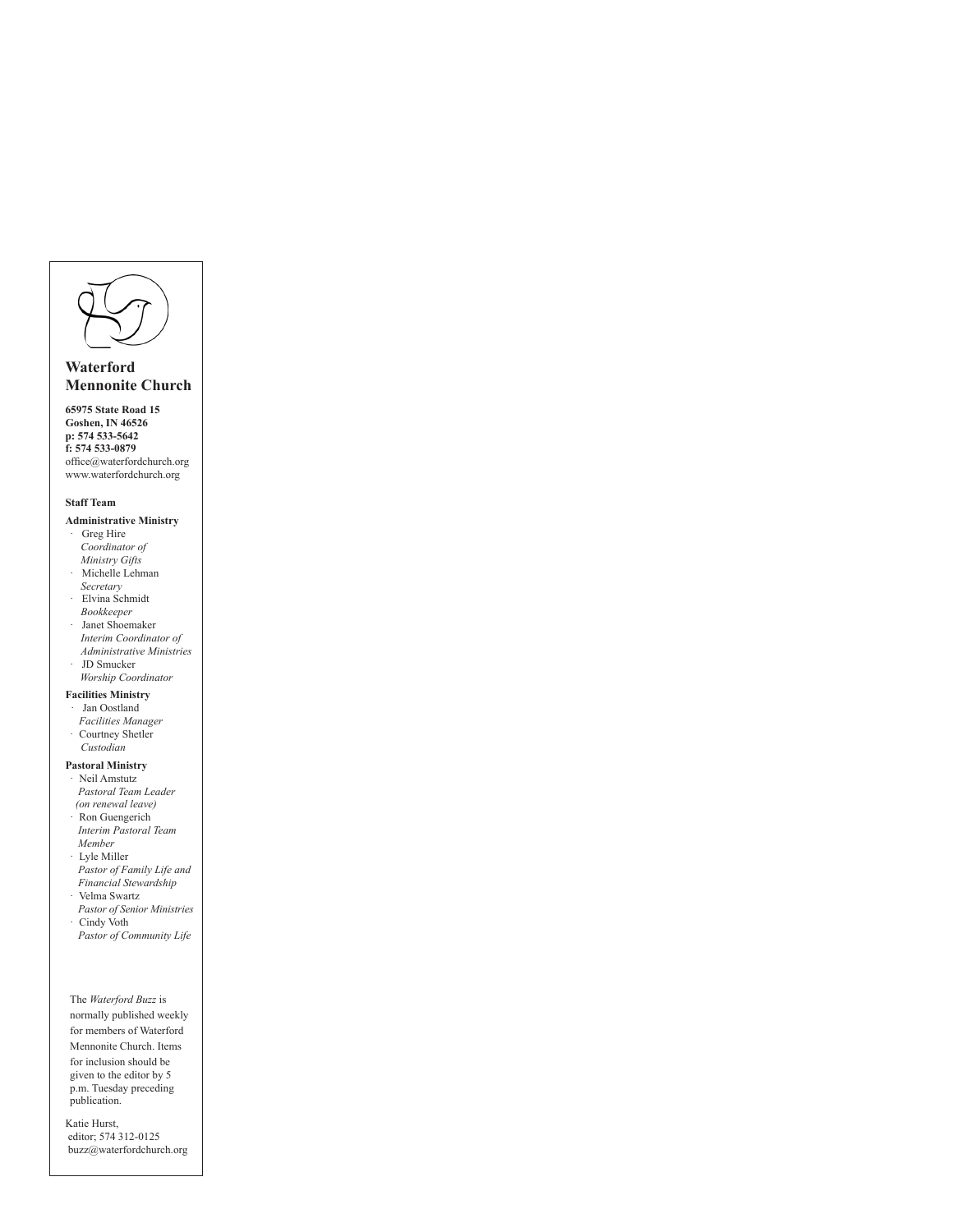# Waterford Mennonite Church

**65975 State Road 15**
**Goshen, IN 46526**
**p: 574 533-5642**
**f: 574 533-0879**
office@waterfordchurch.org
www.waterfordchurch.org

**Staff Team**

**Administrative Ministry**

- Greg Hire
  *Coordinator of Ministry Gifts*
- Michelle Lehman
  *Secretary*
- Elvina Schmidt
  *Bookkeeper*
- Janet Shoemaker
  *Interim Coordinator of Administrative Ministries*
- JD Smucker
  *Worship Coordinator*

**Facilities Ministry**

- Jan Oostland
  *Facilities Manager*
- Courtney Shetler
  *Custodian*

**Pastoral Ministry**

- Neil Amstutz
  *Pastoral Team Leader (on renewal leave)*
- Ron Guengerich
  *Interim Pastoral Team Member*
- Lyle Miller
  *Pastor of Family Life and Financial Stewardship*
- Velma Swartz
  *Pastor of Senior Ministries*
- Cindy Voth
  *Pastor of Community Life*

The *Waterford Buzz* is normally published weekly for members of Waterford Mennonite Church. Items for inclusion should be given to the editor by 5 p.m. Tuesday preceding publication.

Katie Hurst,
editor; 574 312-0125
buzz@waterfordchurch.org